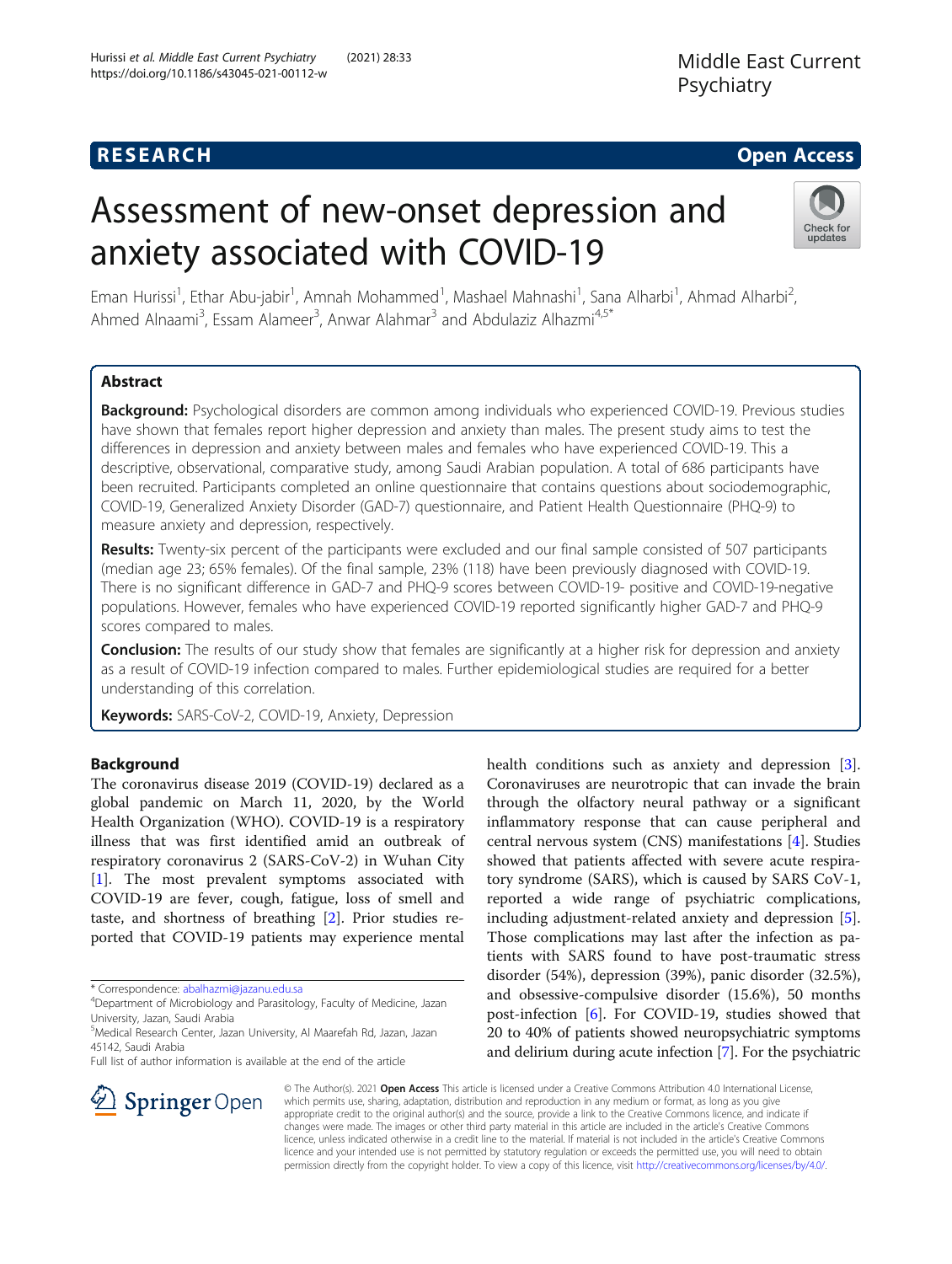RESEARCH

Open Access

# Assessment of new-onset depression and anxiety associated with COVID-19

Eman Hurissi[1], Ethar Abu-jabir[1], Amnah Mohammed[1], Mashael Mahnashi[1], Sana Alharbi[1], Ahmad Alharbi[2], Ahmed Alnaami[3], Essam Alameer[3], Anwar Alahmar[3] and Abdulaziz Alhazmi[4,5*]

## Abstract

**Background:** Psychological disorders are common among individuals who experienced COVID-19. Previous studies have shown that females report higher depression and anxiety than males. The present study aims to test the differences in depression and anxiety between males and females who have experienced COVID-19. This a descriptive, observational, comparative study, among Saudi Arabian population. A total of 686 participants have been recruited. Participants completed an online questionnaire that contains questions about sociodemographic, COVID-19, Generalized Anxiety Disorder (GAD-7) questionnaire, and Patient Health Questionnaire (PHQ-9) to measure anxiety and depression, respectively.

**Results:** Twenty-six percent of the participants were excluded and our final sample consisted of 507 participants (median age 23; 65% females). Of the final sample, 23% (118) have been previously diagnosed with COVID-19. There is no significant difference in GAD-7 and PHQ-9 scores between COVID-19- positive and COVID-19-negative populations. However, females who have experienced COVID-19 reported significantly higher GAD-7 and PHQ-9 scores compared to males.

**Conclusion:** The results of our study show that females are significantly at a higher risk for depression and anxiety as a result of COVID-19 infection compared to males. Further epidemiological studies are required for a better understanding of this correlation.

**Keywords:** SARS-CoV-2, COVID-19, Anxiety, Depression

## Background

The coronavirus disease 2019 (COVID-19) declared as a global pandemic on March 11, 2020, by the World Health Organization (WHO). COVID-19 is a respiratory illness that was first identified amid an outbreak of respiratory coronavirus 2 (SARS-CoV-2) in Wuhan City [1]. The most prevalent symptoms associated with COVID-19 are fever, cough, fatigue, loss of smell and taste, and shortness of breathing [2]. Prior studies reported that COVID-19 patients may experience mental health conditions such as anxiety and depression [3]. Coronaviruses are neurotropic that can invade the brain through the olfactory neural pathway or a significant inflammatory response that can cause peripheral and central nervous system (CNS) manifestations [4]. Studies showed that patients affected with severe acute respiratory syndrome (SARS), which is caused by SARS CoV-1, reported a wide range of psychiatric complications, including adjustment-related anxiety and depression [5]. Those complications may last after the infection as patients with SARS found to have post-traumatic stress disorder (54%), depression (39%), panic disorder (32.5%), and obsessive-compulsive disorder (15.6%), 50 months post-infection [6]. For COVID-19, studies showed that 20 to 40% of patients showed neuropsychiatric symptoms and delirium during acute infection [7]. For the psychiatric

* Correspondence: abalhazmi@jazanu.edu.sa
[4]Department of Microbiology and Parasitology, Faculty of Medicine, Jazan University, Jazan, Saudi Arabia
[5]Medical Research Center, Jazan University, Al Maarefah Rd, Jazan, Jazan 45142, Saudi Arabia
Full list of author information is available at the end of the article

© The Author(s). 2021 **Open Access** This article is licensed under a Creative Commons Attribution 4.0 International License, which permits use, sharing, adaptation, distribution and reproduction in any medium or format, as long as you give appropriate credit to the original author(s) and the source, provide a link to the Creative Commons licence, and indicate if changes were made. The images or other third party material in this article are included in the article's Creative Commons licence, unless indicated otherwise in a credit line to the material. If material is not included in the article's Creative Commons licence and your intended use is not permitted by statutory regulation or exceeds the permitted use, you will need to obtain permission directly from the copyright holder. To view a copy of this licence, visit http://creativecommons.org/licenses/by/4.0/.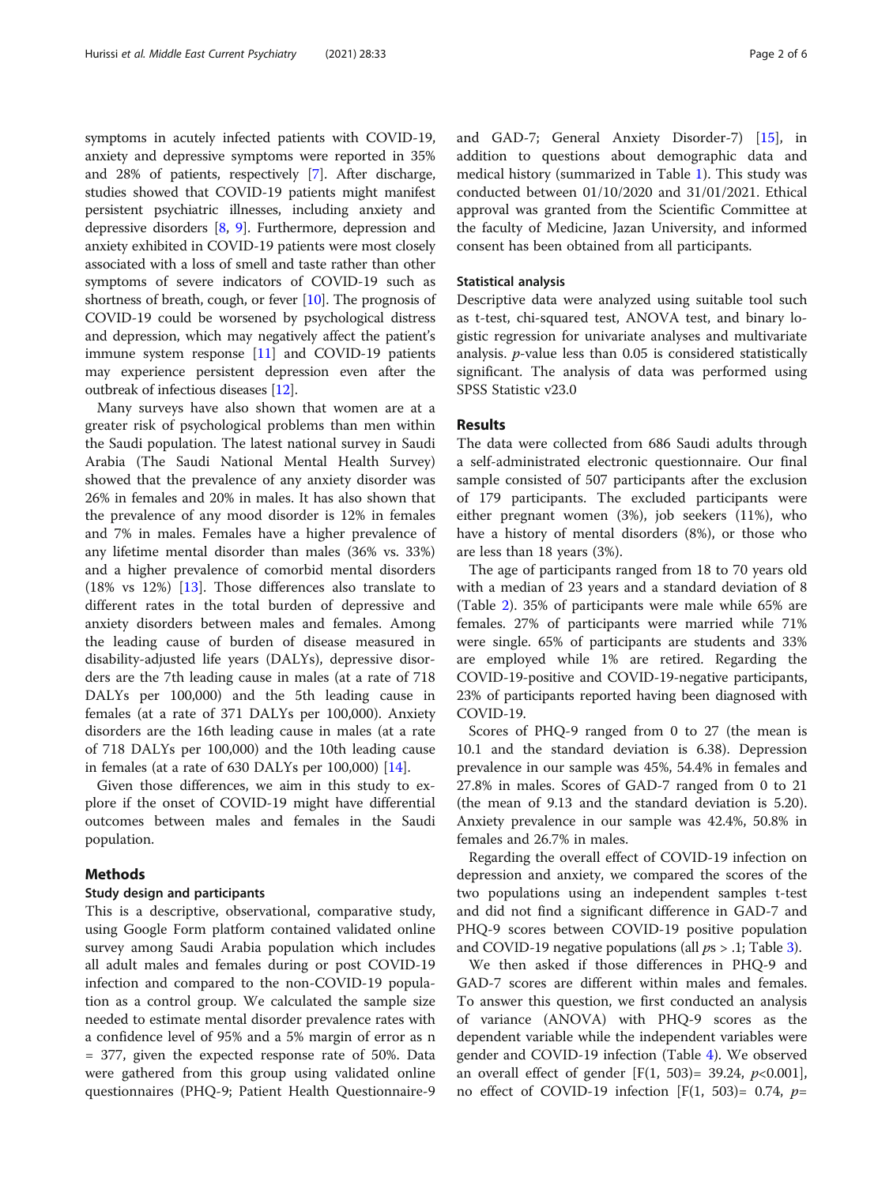symptoms in acutely infected patients with COVID-19, anxiety and depressive symptoms were reported in 35% and 28% of patients, respectively [7]. After discharge, studies showed that COVID-19 patients might manifest persistent psychiatric illnesses, including anxiety and depressive disorders [8, 9]. Furthermore, depression and anxiety exhibited in COVID-19 patients were most closely associated with a loss of smell and taste rather than other symptoms of severe indicators of COVID-19 such as shortness of breath, cough, or fever [10]. The prognosis of COVID-19 could be worsened by psychological distress and depression, which may negatively affect the patient's immune system response [11] and COVID-19 patients may experience persistent depression even after the outbreak of infectious diseases [12].

Many surveys have also shown that women are at a greater risk of psychological problems than men within the Saudi population. The latest national survey in Saudi Arabia (The Saudi National Mental Health Survey) showed that the prevalence of any anxiety disorder was 26% in females and 20% in males. It has also shown that the prevalence of any mood disorder is 12% in females and 7% in males. Females have a higher prevalence of any lifetime mental disorder than males (36% vs. 33%) and a higher prevalence of comorbid mental disorders (18% vs 12%) [13]. Those differences also translate to different rates in the total burden of depressive and anxiety disorders between males and females. Among the leading cause of burden of disease measured in disability-adjusted life years (DALYs), depressive disorders are the 7th leading cause in males (at a rate of 718 DALYs per 100,000) and the 5th leading cause in females (at a rate of 371 DALYs per 100,000). Anxiety disorders are the 16th leading cause in males (at a rate of 718 DALYs per 100,000) and the 10th leading cause in females (at a rate of 630 DALYs per 100,000) [14].

Given those differences, we aim in this study to explore if the onset of COVID-19 might have differential outcomes between males and females in the Saudi population.

## Methods

### Study design and participants

This is a descriptive, observational, comparative study, using Google Form platform contained validated online survey among Saudi Arabia population which includes all adult males and females during or post COVID-19 infection and compared to the non-COVID-19 population as a control group. We calculated the sample size needed to estimate mental disorder prevalence rates with a confidence level of 95% and a 5% margin of error as n = 377, given the expected response rate of 50%. Data were gathered from this group using validated online questionnaires (PHQ-9; Patient Health Questionnaire-9 and GAD-7; General Anxiety Disorder-7) [15], in addition to questions about demographic data and medical history (summarized in Table 1). This study was conducted between 01/10/2020 and 31/01/2021. Ethical approval was granted from the Scientific Committee at the faculty of Medicine, Jazan University, and informed consent has been obtained from all participants.

### Statistical analysis

Descriptive data were analyzed using suitable tool such as t-test, chi-squared test, ANOVA test, and binary logistic regression for univariate analyses and multivariate analysis. *p*-value less than 0.05 is considered statistically significant. The analysis of data was performed using SPSS Statistic v23.0

## Results

The data were collected from 686 Saudi adults through a self-administrated electronic questionnaire. Our final sample consisted of 507 participants after the exclusion of 179 participants. The excluded participants were either pregnant women (3%), job seekers (11%), who have a history of mental disorders (8%), or those who are less than 18 years (3%).

The age of participants ranged from 18 to 70 years old with a median of 23 years and a standard deviation of 8 (Table 2). 35% of participants were male while 65% are females. 27% of participants were married while 71% were single. 65% of participants are students and 33% are employed while 1% are retired. Regarding the COVID-19-positive and COVID-19-negative participants, 23% of participants reported having been diagnosed with COVID-19.

Scores of PHQ-9 ranged from 0 to 27 (the mean is 10.1 and the standard deviation is 6.38). Depression prevalence in our sample was 45%, 54.4% in females and 27.8% in males. Scores of GAD-7 ranged from 0 to 21 (the mean of 9.13 and the standard deviation is 5.20). Anxiety prevalence in our sample was 42.4%, 50.8% in females and 26.7% in males.

Regarding the overall effect of COVID-19 infection on depression and anxiety, we compared the scores of the two populations using an independent samples t-test and did not find a significant difference in GAD-7 and PHQ-9 scores between COVID-19 positive population and COVID-19 negative populations (all $ps > .1$; Table 3).

We then asked if those differences in PHQ-9 and GAD-7 scores are different within males and females. To answer this question, we first conducted an analysis of variance (ANOVA) with PHQ-9 scores as the dependent variable while the independent variables were gender and COVID-19 infection (Table 4). We observed an overall effect of gender [$F(1, 503) = 39.24$, $p<0.001$], no effect of COVID-19 infection [$F(1, 503) = 0.74$, $p=$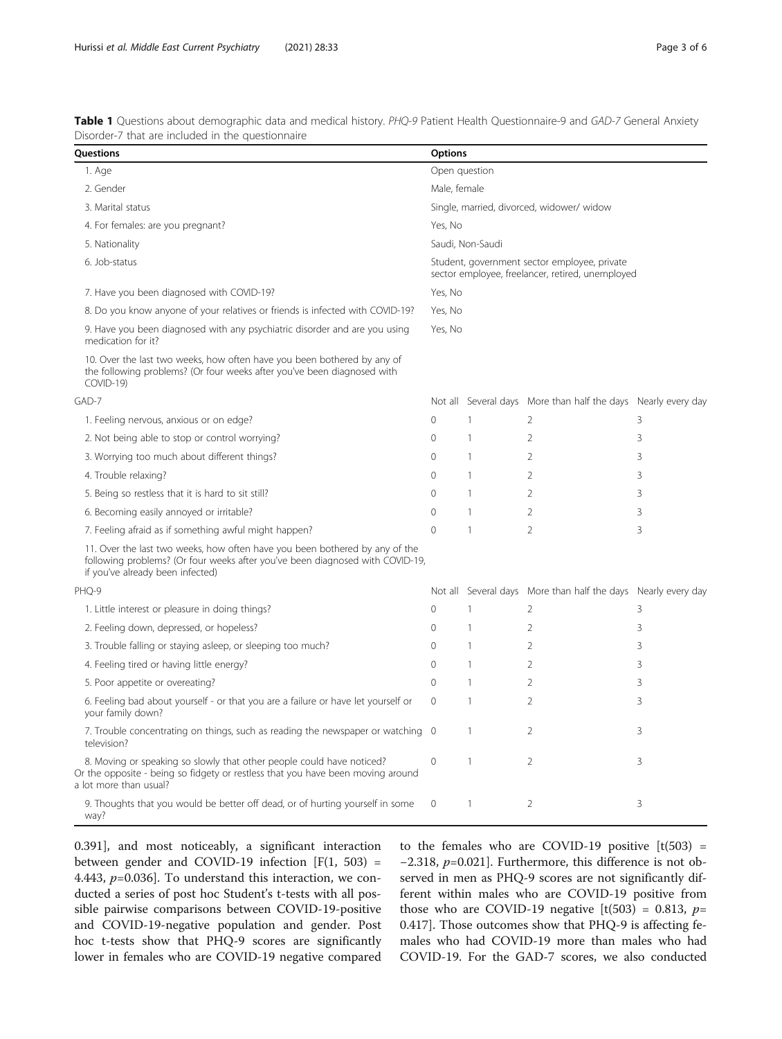**Table 1** Questions about demographic data and medical history. *PHQ-9* Patient Health Questionnaire-9 and *GAD-7* General Anxiety Disorder-7 that are included in the questionnaire

| Questions | Options | | | |
|---|---|---|---|---|
| 1. Age | Open question | | | |
| 2. Gender | Male, female | | | |
| 3. Marital status | Single, married, divorced, widower/ widow | | | |
| 4. For females: are you pregnant? | Yes, No | | | |
| 5. Nationality | Saudi, Non-Saudi | | | |
| 6. Job-status | Student, government sector employee, private sector employee, freelancer, retired, unemployed | | | |
| 7. Have you been diagnosed with COVID-19? | Yes, No | | | |
| 8. Do you know anyone of your relatives or friends is infected with COVID-19? | Yes, No | | | |
| 9. Have you been diagnosed with any psychiatric disorder and are you using medication for it? | Yes, No | | | |
| 10. Over the last two weeks, how often have you been bothered by any of the following problems? (Or four weeks after you've been diagnosed with COVID-19) | | | | |
| GAD-7 | Not all | Several days | More than half the days | Nearly every day |
| 1. Feeling nervous, anxious or on edge? | 0 | 1 | 2 | 3 |
| 2. Not being able to stop or control worrying? | 0 | 1 | 2 | 3 |
| 3. Worrying too much about different things? | 0 | 1 | 2 | 3 |
| 4. Trouble relaxing? | 0 | 1 | 2 | 3 |
| 5. Being so restless that it is hard to sit still? | 0 | 1 | 2 | 3 |
| 6. Becoming easily annoyed or irritable? | 0 | 1 | 2 | 3 |
| 7. Feeling afraid as if something awful might happen? | 0 | 1 | 2 | 3 |
| 11. Over the last two weeks, how often have you been bothered by any of the following problems? (Or four weeks after you've been diagnosed with COVID-19, if you've already been infected) | | | | |
| PHQ-9 | Not all | Several days | More than half the days | Nearly every day |
| 1. Little interest or pleasure in doing things? | 0 | 1 | 2 | 3 |
| 2. Feeling down, depressed, or hopeless? | 0 | 1 | 2 | 3 |
| 3. Trouble falling or staying asleep, or sleeping too much? | 0 | 1 | 2 | 3 |
| 4. Feeling tired or having little energy? | 0 | 1 | 2 | 3 |
| 5. Poor appetite or overeating? | 0 | 1 | 2 | 3 |
| 6. Feeling bad about yourself - or that you are a failure or have let yourself or your family down? | 0 | 1 | 2 | 3 |
| 7. Trouble concentrating on things, such as reading the newspaper or watching television? | 0 | 1 | 2 | 3 |
| 8. Moving or speaking so slowly that other people could have noticed? Or the opposite - being so fidgety or restless that you have been moving around a lot more than usual? | 0 | 1 | 2 | 3 |
| 9. Thoughts that you would be better off dead, or of hurting yourself in some way? | 0 | 1 | 2 | 3 |

0.391], and most noticeably, a significant interaction between gender and COVID-19 infection [$F(1, 503) = 4.443$, $p=0.036$]. To understand this interaction, we conducted a series of post hoc Student's t-tests with all possible pairwise comparisons between COVID-19-positive and COVID-19-negative population and gender. Post hoc t-tests show that PHQ-9 scores are significantly lower in females who are COVID-19 negative compared to the females who are COVID-19 positive [$t(503) = -2.318$, $p=0.021$]. Furthermore, this difference is not observed in men as PHQ-9 scores are not significantly different within males who are COVID-19 positive from those who are COVID-19 negative [$t(503) = 0.813$, $p=0.417$]. Those outcomes show that PHQ-9 is affecting females who had COVID-19 more than males who had COVID-19. For the GAD-7 scores, we also conducted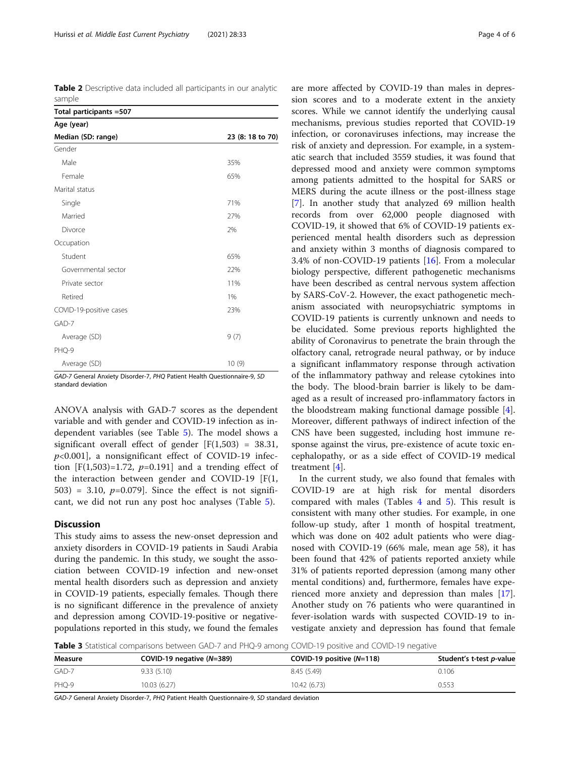**Table 2** Descriptive data included all participants in our analytic sample

| Total participants =507 | |
|---|---|
| **Age (year)** | |
| **Median (SD: range)** | **23 (8: 18 to 70)** |
| Gender | |
| Male | 35% |
| Female | 65% |
| Marital status | |
| Single | 71% |
| Married | 27% |
| Divorce | 2% |
| Occupation | |
| Student | 65% |
| Governmental sector | 22% |
| Private sector | 11% |
| Retired | 1% |
| COVID-19-positive cases | 23% |
| GAD-7 | |
| Average (SD) | 9 (7) |
| PHQ-9 | |
| Average (SD) | 10 (9) |

*GAD-7* General Anxiety Disorder-7, *PHQ* Patient Health Questionnaire-9, *SD* standard deviation

ANOVA analysis with GAD-7 scores as the dependent variable and with gender and COVID-19 infection as independent variables (see Table 5). The model shows a significant overall effect of gender [$F(1,503)$ = 38.31, $p$<0.001], a nonsignificant effect of COVID-19 infection [$F(1,503)$=1.72, $p$=0.191] and a trending effect of the interaction between gender and COVID-19 [$F(1, 503)$ = 3.10, $p$=0.079]. Since the effect is not significant, we did not run any post hoc analyses (Table 5).

## Discussion

This study aims to assess the new-onset depression and anxiety disorders in COVID-19 patients in Saudi Arabia during the pandemic. In this study, we sought the association between COVID-19 infection and new-onset mental health disorders such as depression and anxiety in COVID-19 patients, especially females. Though there is no significant difference in the prevalence of anxiety and depression among COVID-19-positive or negative-populations reported in this study, we found the females are more affected by COVID-19 than males in depression scores and to a moderate extent in the anxiety scores. While we cannot identify the underlying causal mechanisms, previous studies reported that COVID-19 infection, or coronaviruses infections, may increase the risk of anxiety and depression. For example, in a systematic search that included 3559 studies, it was found that depressed mood and anxiety were common symptoms among patients admitted to the hospital for SARS or MERS during the acute illness or the post-illness stage [7]. In another study that analyzed 69 million health records from over 62,000 people diagnosed with COVID-19, it showed that 6% of COVID-19 patients experienced mental health disorders such as depression and anxiety within 3 months of diagnosis compared to 3.4% of non-COVID-19 patients [16]. From a molecular biology perspective, different pathogenetic mechanisms have been described as central nervous system affection by SARS-CoV-2. However, the exact pathogenetic mechanism associated with neuropsychiatric symptoms in COVID-19 patients is currently unknown and needs to be elucidated. Some previous reports highlighted the ability of Coronavirus to penetrate the brain through the olfactory canal, retrograde neural pathway, or by induce a significant inflammatory response through activation of the inflammatory pathway and release cytokines into the body. The blood-brain barrier is likely to be damaged as a result of increased pro-inflammatory factors in the bloodstream making functional damage possible [4]. Moreover, different pathways of indirect infection of the CNS have been suggested, including host immune response against the virus, pre-existence of acute toxic encephalopathy, or as a side effect of COVID-19 medical treatment [4].

In the current study, we also found that females with COVID-19 are at high risk for mental disorders compared with males (Tables 4 and 5). This result is consistent with many other studies. For example, in one follow-up study, after 1 month of hospital treatment, which was done on 402 adult patients who were diagnosed with COVID-19 (66% male, mean age 58), it has been found that 42% of patients reported anxiety while 31% of patients reported depression (among many other mental conditions) and, furthermore, females have experienced more anxiety and depression than males [17]. Another study on 76 patients who were quarantined in fever-isolation wards with suspected COVID-19 to investigate anxiety and depression has found that female

**Table 3** Statistical comparisons between GAD-7 and PHQ-9 among COVID-19 positive and COVID-19 negative

| Measure | COVID-19 negative (*N*=389) | COVID-19 positive (*N*=118) | Student's t-test *p*-value |
|---|---|---|---|
| GAD-7 | 9.33 (5.10) | 8.45 (5.49) | 0.106 |
| PHQ-9 | 10.03 (6.27) | 10.42 (6.73) | 0.553 |

*GAD-7* General Anxiety Disorder-7, *PHQ* Patient Health Questionnaire-9, *SD* standard deviation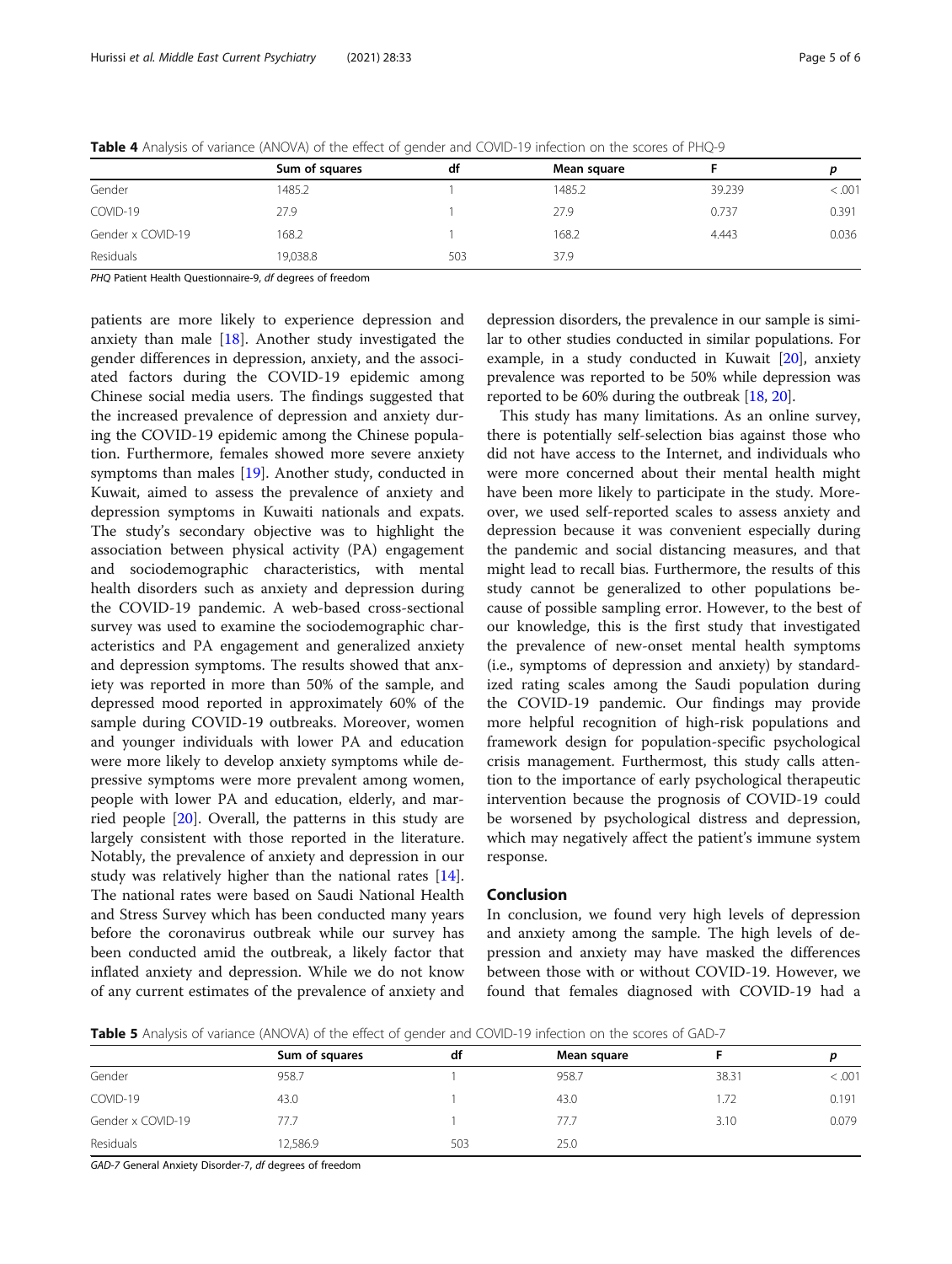**Table 4** Analysis of variance (ANOVA) of the effect of gender and COVID-19 infection on the scores of PHQ-9

| | Sum of squares | df | Mean square | F | *p* |
|---|---|---|---|---|---|
| Gender | 1485.2 | 1 | 1485.2 | 39.239 | < .001 |
| COVID-19 | 27.9 | 1 | 27.9 | 0.737 | 0.391 |
| Gender x COVID-19 | 168.2 | 1 | 168.2 | 4.443 | 0.036 |
| Residuals | 19,038.8 | 503 | 37.9 | | |

*PHQ* Patient Health Questionnaire-9, *df* degrees of freedom

patients are more likely to experience depression and anxiety than male [18]. Another study investigated the gender differences in depression, anxiety, and the associated factors during the COVID-19 epidemic among Chinese social media users. The findings suggested that the increased prevalence of depression and anxiety during the COVID-19 epidemic among the Chinese population. Furthermore, females showed more severe anxiety symptoms than males [19]. Another study, conducted in Kuwait, aimed to assess the prevalence of anxiety and depression symptoms in Kuwaiti nationals and expats. The study's secondary objective was to highlight the association between physical activity (PA) engagement and sociodemographic characteristics, with mental health disorders such as anxiety and depression during the COVID-19 pandemic. A web-based cross-sectional survey was used to examine the sociodemographic characteristics and PA engagement and generalized anxiety and depression symptoms. The results showed that anxiety was reported in more than 50% of the sample, and depressed mood reported in approximately 60% of the sample during COVID-19 outbreaks. Moreover, women and younger individuals with lower PA and education were more likely to develop anxiety symptoms while depressive symptoms were more prevalent among women, people with lower PA and education, elderly, and married people [20]. Overall, the patterns in this study are largely consistent with those reported in the literature. Notably, the prevalence of anxiety and depression in our study was relatively higher than the national rates [14]. The national rates were based on Saudi National Health and Stress Survey which has been conducted many years before the coronavirus outbreak while our survey has been conducted amid the outbreak, a likely factor that inflated anxiety and depression. While we do not know of any current estimates of the prevalence of anxiety and depression disorders, the prevalence in our sample is similar to other studies conducted in similar populations. For example, in a study conducted in Kuwait [20], anxiety prevalence was reported to be 50% while depression was reported to be 60% during the outbreak [18, 20].

This study has many limitations. As an online survey, there is potentially self-selection bias against those who did not have access to the Internet, and individuals who were more concerned about their mental health might have been more likely to participate in the study. Moreover, we used self-reported scales to assess anxiety and depression because it was convenient especially during the pandemic and social distancing measures, and that might lead to recall bias. Furthermore, the results of this study cannot be generalized to other populations because of possible sampling error. However, to the best of our knowledge, this is the first study that investigated the prevalence of new-onset mental health symptoms (i.e., symptoms of depression and anxiety) by standardized rating scales among the Saudi population during the COVID-19 pandemic. Our findings may provide more helpful recognition of high-risk populations and framework design for population-specific psychological crisis management. Furthermost, this study calls attention to the importance of early psychological therapeutic intervention because the prognosis of COVID-19 could be worsened by psychological distress and depression, which may negatively affect the patient's immune system response.

## Conclusion

In conclusion, we found very high levels of depression and anxiety among the sample. The high levels of depression and anxiety may have masked the differences between those with or without COVID-19. However, we found that females diagnosed with COVID-19 had a

**Table 5** Analysis of variance (ANOVA) of the effect of gender and COVID-19 infection on the scores of GAD-7

| | Sum of squares | df | Mean square | F | *p* |
|---|---|---|---|---|---|
| Gender | 958.7 | 1 | 958.7 | 38.31 | < .001 |
| COVID-19 | 43.0 | 1 | 43.0 | 1.72 | 0.191 |
| Gender x COVID-19 | 77.7 | 1 | 77.7 | 3.10 | 0.079 |
| Residuals | 12,586.9 | 503 | 25.0 | | |

*GAD-7* General Anxiety Disorder-7, *df* degrees of freedom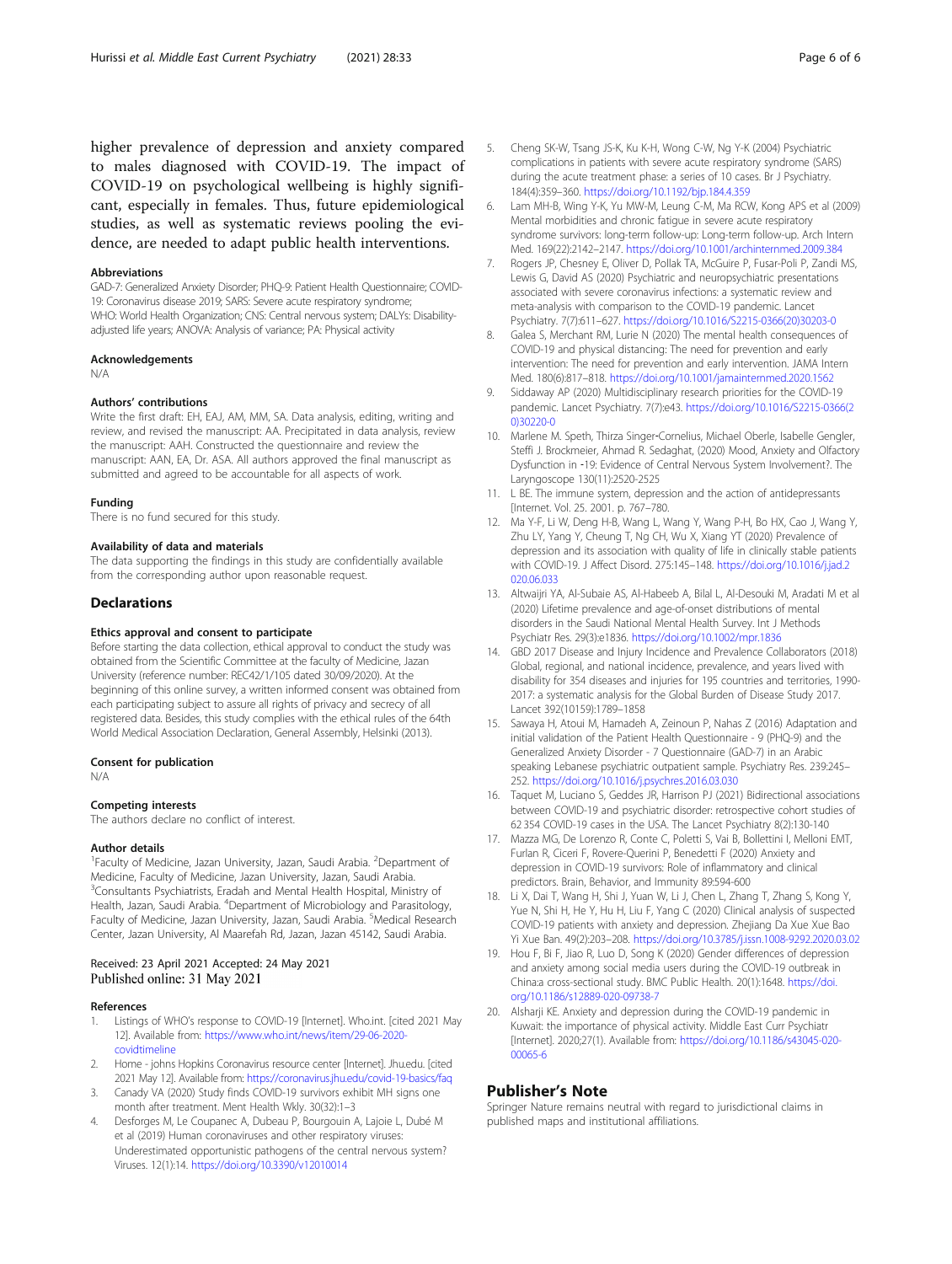higher prevalence of depression and anxiety compared to males diagnosed with COVID-19. The impact of COVID-19 on psychological wellbeing is highly significant, especially in females. Thus, future epidemiological studies, as well as systematic reviews pooling the evidence, are needed to adapt public health interventions.

### Abbreviations

GAD-7: Generalized Anxiety Disorder; PHQ-9: Patient Health Questionnaire; COVID-19: Coronavirus disease 2019; SARS: Severe acute respiratory syndrome; WHO: World Health Organization; CNS: Central nervous system; DALYs: Disability-adjusted life years; ANOVA: Analysis of variance; PA: Physical activity

### Acknowledgements

N/A

### Authors' contributions

Write the first draft: EH, EAJ, AM, MM, SA. Data analysis, editing, writing and review, and revised the manuscript: AA. Precipitated in data analysis, review the manuscript: AAH. Constructed the questionnaire and review the manuscript: AAN, EA, Dr. ASA. All authors approved the final manuscript as submitted and agreed to be accountable for all aspects of work.

### Funding

There is no fund secured for this study.

### Availability of data and materials

The data supporting the findings in this study are confidentially available from the corresponding author upon reasonable request.

## Declarations

### Ethics approval and consent to participate

Before starting the data collection, ethical approval to conduct the study was obtained from the Scientific Committee at the faculty of Medicine, Jazan University (reference number: REC42/1/105 dated 30/09/2020). At the beginning of this online survey, a written informed consent was obtained from each participating subject to assure all rights of privacy and secrecy of all registered data. Besides, this study complies with the ethical rules of the 64th World Medical Association Declaration, General Assembly, Helsinki (2013).

### Consent for publication

N/A

### Competing interests

The authors declare no conflict of interest.

### Author details

[1]Faculty of Medicine, Jazan University, Jazan, Saudi Arabia. [2]Department of Medicine, Faculty of Medicine, Jazan University, Jazan, Saudi Arabia. [3]Consultants Psychiatrists, Eradah and Mental Health Hospital, Ministry of Health, Jazan, Saudi Arabia. [4]Department of Microbiology and Parasitology, Faculty of Medicine, Jazan University, Jazan, Saudi Arabia. [5]Medical Research Center, Jazan University, Al Maarefah Rd, Jazan, Jazan 45142, Saudi Arabia.

Received: 23 April 2021 Accepted: 24 May 2021
Published online: 31 May 2021

### References

1. Listings of WHO's response to COVID-19 [Internet]. Who.int. [cited 2021 May 12]. Available from: https://www.who.int/news/item/29-06-2020-covidtimeline
2. Home - johns Hopkins Coronavirus resource center [Internet]. Jhu.edu. [cited 2021 May 12]. Available from: https://coronavirus.jhu.edu/covid-19-basics/faq
3. Canady VA (2020) Study finds COVID-19 survivors exhibit MH signs one month after treatment. Ment Health Wkly. 30(32):1–3
4. Desforges M, Le Coupanec A, Dubeau P, Bourgouin A, Lajoie L, Dubé M et al (2019) Human coronaviruses and other respiratory viruses: Underestimated opportunistic pathogens of the central nervous system? Viruses. 12(1):14. https://doi.org/10.3390/v12010014
5. Cheng SK-W, Tsang JS-K, Ku K-H, Wong C-W, Ng Y-K (2004) Psychiatric complications in patients with severe acute respiratory syndrome (SARS) during the acute treatment phase: a series of 10 cases. Br J Psychiatry. 184(4):359–360. https://doi.org/10.1192/bjp.184.4.359
6. Lam MH-B, Wing Y-K, Yu MW-M, Leung C-M, Ma RCW, Kong APS et al (2009) Mental morbidities and chronic fatigue in severe acute respiratory syndrome survivors: long-term follow-up: Long-term follow-up. Arch Intern Med. 169(22):2142–2147. https://doi.org/10.1001/archinternmed.2009.384
7. Rogers JP, Chesney E, Oliver D, Pollak TA, McGuire P, Fusar-Poli P, Zandi MS, Lewis G, David AS (2020) Psychiatric and neuropsychiatric presentations associated with severe coronavirus infections: a systematic review and meta-analysis with comparison to the COVID-19 pandemic. Lancet Psychiatry. 7(7):611–627. https://doi.org/10.1016/S2215-0366(20)30203-0
8. Galea S, Merchant RM, Lurie N (2020) The mental health consequences of COVID-19 and physical distancing: The need for prevention and early intervention: The need for prevention and early intervention. JAMA Intern Med. 180(6):817–818. https://doi.org/10.1001/jamainternmed.2020.1562
9. Siddaway AP (2020) Multidisciplinary research priorities for the COVID-19 pandemic. Lancet Psychiatry. 7(7):e43. https://doi.org/10.1016/S2215-0366(20)30220-0
10. Marlene M. Speth, Thirza Singer-Cornelius, Michael Oberle, Isabelle Gengler, Steffi J. Brockmeier, Ahmad R. Sedaghat, (2020) Mood, Anxiety and Olfactory Dysfunction in -19: Evidence of Central Nervous System Involvement?. The Laryngoscope 130(11):2520-2525
11. L BE. The immune system, depression and the action of antidepressants [Internet. Vol. 25. 2001. p. 767–780.
12. Ma Y-F, Li W, Deng H-B, Wang L, Wang Y, Wang P-H, Bo HX, Cao J, Wang Y, Zhu LY, Yang Y, Cheung T, Ng CH, Wu X, Xiang YT (2020) Prevalence of depression and its association with quality of life in clinically stable patients with COVID-19. J Affect Disord. 275:145–148. https://doi.org/10.1016/j.jad.2020.06.033
13. Altwaijri YA, Al-Subaie AS, Al-Habeeb A, Bilal L, Al-Desouki M, Aradati M et al (2020) Lifetime prevalence and age-of-onset distributions of mental disorders in the Saudi National Mental Health Survey. Int J Methods Psychiatr Res. 29(3):e1836. https://doi.org/10.1002/mpr.1836
14. GBD 2017 Disease and Injury Incidence and Prevalence Collaborators (2018) Global, regional, and national incidence, prevalence, and years lived with disability for 354 diseases and injuries for 195 countries and territories, 1990-2017: a systematic analysis for the Global Burden of Disease Study 2017. Lancet 392(10159):1789–1858
15. Sawaya H, Atoui M, Hamadeh A, Zeinoun P, Nahas Z (2016) Adaptation and initial validation of the Patient Health Questionnaire - 9 (PHQ-9) and the Generalized Anxiety Disorder - 7 Questionnaire (GAD-7) in an Arabic speaking Lebanese psychiatric outpatient sample. Psychiatry Res. 239:245–252. https://doi.org/10.1016/j.psychres.2016.03.030
16. Taquet M, Luciano S, Geddes JR, Harrison PJ (2021) Bidirectional associations between COVID-19 and psychiatric disorder: retrospective cohort studies of 62 354 COVID-19 cases in the USA. The Lancet Psychiatry 8(2):130-140
17. Mazza MG, De Lorenzo R, Conte C, Poletti S, Vai B, Bollettini I, Melloni EMT, Furlan R, Ciceri F, Rovere-Querini P, Benedetti F (2020) Anxiety and depression in COVID-19 survivors: Role of inflammatory and clinical predictors. Brain, Behavior, and Immunity 89:594-600
18. Li X, Dai T, Wang H, Shi J, Yuan W, Li J, Chen L, Zhang T, Zhang S, Kong Y, Yue N, Shi H, He Y, Hu H, Liu F, Yang C (2020) Clinical analysis of suspected COVID-19 patients with anxiety and depression. Zhejiang Da Xue Xue Bao Yi Xue Ban. 49(2):203–208. https://doi.org/10.3785/j.issn.1008-9292.2020.03.02
19. Hou F, Bi F, Jiao R, Luo D, Song K (2020) Gender differences of depression and anxiety among social media users during the COVID-19 outbreak in China:a cross-sectional study. BMC Public Health. 20(1):1648. https://doi.org/10.1186/s12889-020-09738-7
20. Alsharji KE. Anxiety and depression during the COVID-19 pandemic in Kuwait: the importance of physical activity. Middle East Curr Psychiatr [Internet]. 2020;27(1). Available from: https://doi.org/10.1186/s43045-020-00065-6

## Publisher's Note

Springer Nature remains neutral with regard to jurisdictional claims in published maps and institutional affiliations.